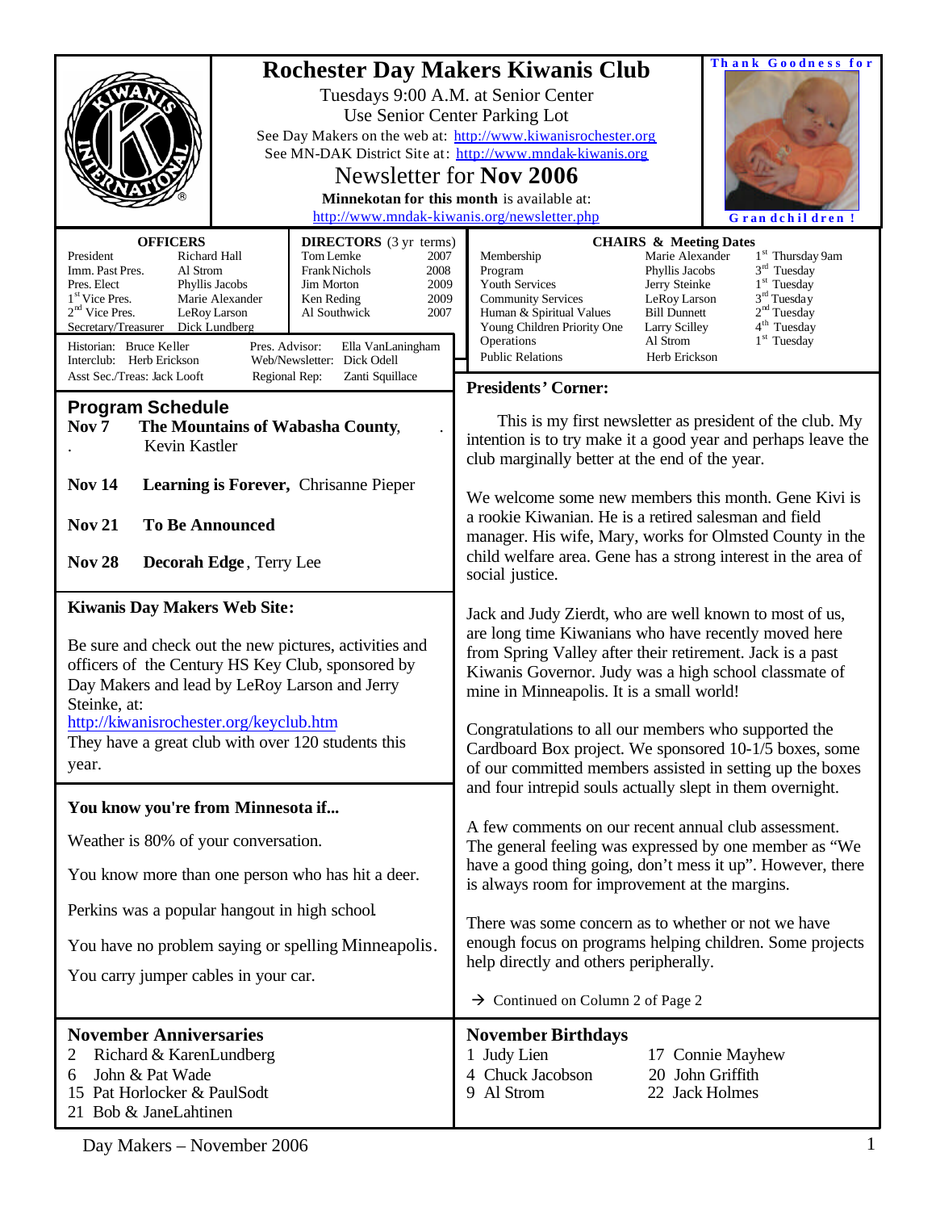# Rochester Day Makers Kiwanis Club

Tuesdays 9:00 A.M. at Senior Center
Use Senior Center Parking Lot
See Day Makers on the web at: http://www.kiwanisrochester.org
See MN-DAK District Site at: http://www.mndak-kiwanis.org

## Newsletter for Nov 2006

**Minnekotan for this month** is available at:
http://www.mndak-kiwanis.org/newsletter.php

Thank Goodness for Grandchildren!

### OFFICERS

| | |
|---|---|
| President | Richard Hall |
| Imm. Past Pres. | Al Strom |
| Pres. Elect | Phyllis Jacobs |
| 1st Vice Pres. | Marie Alexander |
| 2nd Vice Pres. | LeRoy Larson |
| Secretary/Treasurer | Dick Lundberg |

### DIRECTORS (3 yr terms)

| | |
|---|---|
| Tom Lemke | 2007 |
| Frank Nichols | 2008 |
| Jim Morton | 2009 |
| Ken Reding | 2009 |
| Al Southwick | 2007 |

Historian: Bruce Keller
Interclub: Herb Erickson
Asst Sec./Treas: Jack Looft
Pres. Advisor: Ella VanLaningham
Web/Newsletter: Dick Odell
Regional Rep: Zanti Squillace

### CHAIRS & Meeting Dates

| | | |
|---|---|---|
| Membership | Marie Alexander | 1st Thursday 9am |
| Program | Phyllis Jacobs | 3rd Tuesday |
| Youth Services | Jerry Steinke | 1st Tuesday |
| Community Services | LeRoy Larson | 3rd Tuesday |
| Human & Spiritual Values | Bill Dunnett | 2nd Tuesday |
| Young Children Priority One | Larry Scilley | 4th Tuesday |
| Operations | Al Strom | 1st Tuesday |
| Public Relations | Herb Erickson | |

## Program Schedule

**Nov 7** **The Mountains of Wabasha County**, Kevin Kastler

**Nov 14** **Learning is Forever,** Chrisanne Pieper

**Nov 21** **To Be Announced**

**Nov 28** **Decorah Edge**, Terry Lee

## Kiwanis Day Makers Web Site:

Be sure and check out the new pictures, activities and officers of the Century HS Key Club, sponsored by Day Makers and lead by LeRoy Larson and Jerry Steinke, at:
http://kiwanisrochester.org/keyclub.htm
They have a great club with over 120 students this year.

## You know you're from Minnesota if...

Weather is 80% of your conversation.

You know more than one person who has hit a deer.

Perkins was a popular hangout in high school.

You have no problem saying or spelling Minneapolis.

You carry jumper cables in your car.

## Presidents' Corner:

This is my first newsletter as president of the club. My intention is to try make it a good year and perhaps leave the club marginally better at the end of the year.

We welcome some new members this month. Gene Kivi is a rookie Kiwanian. He is a retired salesman and field manager. His wife, Mary, works for Olmsted County in the child welfare area. Gene has a strong interest in the area of social justice.

Jack and Judy Zierdt, who are well known to most of us, are long time Kiwanians who have recently moved here from Spring Valley after their retirement. Jack is a past Kiwanis Governor. Judy was a high school classmate of mine in Minneapolis. It is a small world!

Congratulations to all our members who supported the Cardboard Box project. We sponsored 10-1/5 boxes, some of our committed members assisted in setting up the boxes and four intrepid souls actually slept in them overnight.

A few comments on our recent annual club assessment. The general feeling was expressed by one member as "We have a good thing going, don't mess it up". However, there is always room for improvement at the margins.

There was some concern as to whether or not we have enough focus on programs helping children. Some projects help directly and others peripherally.

→ Continued on Column 2 of Page 2

## November Anniversaries

2 Richard & Karen Lundberg
6 John & Pat Wade
15 Pat Horlocker & Paul Sodt
21 Bob & Jane Lahtinen

## November Birthdays

1 Judy Lien
4 Chuck Jacobson
9 Al Strom
17 Connie Mayhew
20 John Griffith
22 Jack Holmes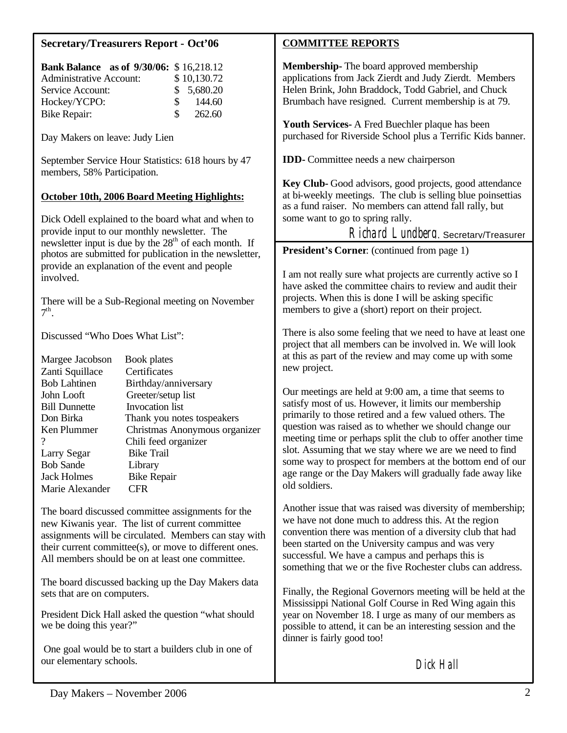## Secretary/Treasurers Report - Oct'06

| **Bank Balance as of 9/30/06:** | $ 16,218.12 |
| --- | --- |
| Administrative Account: | $ 10,130.72 |
| Service Account: | $ 5,680.20 |
| Hockey/YCPO: | $ 144.60 |
| Bike Repair: | $ 262.60 |

Day Makers on leave: Judy Lien

September Service Hour Statistics: 618 hours by 47 members, 58% Participation.

### October 10th, 2006 Board Meeting Highlights:

Dick Odell explained to the board what and when to provide input to our monthly newsletter. The newsletter input is due by the 28th of each month. If photos are submitted for publication in the newsletter, provide an explanation of the event and people involved.

There will be a Sub-Regional meeting on November 7th.

Discussed "Who Does What List":

| | |
| --- | --- |
| Margee Jacobson | Book plates |
| Zanti Squillace | Certificates |
| Bob Lahtinen | Birthday/anniversary |
| John Looft | Greeter/setup list |
| Bill Dunnette | Invocation list |
| Don Birka | Thank you notes tospeakers |
| Ken Plummer | Christmas Anonymous organizer |
| ? | Chili feed organizer |
| Larry Segar | Bike Trail |
| Bob Sande | Library |
| Jack Holmes | Bike Repair |
| Marie Alexander | CFR |

The board discussed committee assignments for the new Kiwanis year. The list of current committee assignments will be circulated. Members can stay with their current committee(s), or move to different ones. All members should be on at least one committee.

The board discussed backing up the Day Makers data sets that are on computers.

President Dick Hall asked the question "what should we be doing this year?"

One goal would be to start a builders club in one of our elementary schools.

## COMMITTEE REPORTS

**Membership-** The board approved membership applications from Jack Zierdt and Judy Zierdt. Members Helen Brink, John Braddock, Todd Gabriel, and Chuck Brumbach have resigned. Current membership is at 79.

**Youth Services-** A Fred Buechler plaque has been purchased for Riverside School plus a Terrific Kids banner.

**IDD-** Committee needs a new chairperson

**Key Club-** Good advisors, good projects, good attendance at bi-weekly meetings. The club is selling blue poinsettias as a fund raiser. No members can attend fall rally, but some want to go to spring rally.

Richard Lundberg, Secretary/Treasurer

**President's Corner**: (continued from page 1)

I am not really sure what projects are currently active so I have asked the committee chairs to review and audit their projects. When this is done I will be asking specific members to give a (short) report on their project.

There is also some feeling that we need to have at least one project that all members can be involved in. We will look at this as part of the review and may come up with some new project.

Our meetings are held at 9:00 am, a time that seems to satisfy most of us. However, it limits our membership primarily to those retired and a few valued others. The question was raised as to whether we should change our meeting time or perhaps split the club to offer another time slot. Assuming that we stay where we are we need to find some way to prospect for members at the bottom end of our age range or the Day Makers will gradually fade away like old soldiers.

Another issue that was raised was diversity of membership; we have not done much to address this. At the region convention there was mention of a diversity club that had been started on the University campus and was very successful. We have a campus and perhaps this is something that we or the five Rochester clubs can address.

Finally, the Regional Governors meeting will be held at the Mississippi National Golf Course in Red Wing again this year on November 18. I urge as many of our members as possible to attend, it can be an interesting session and the dinner is fairly good too!

Dick Hall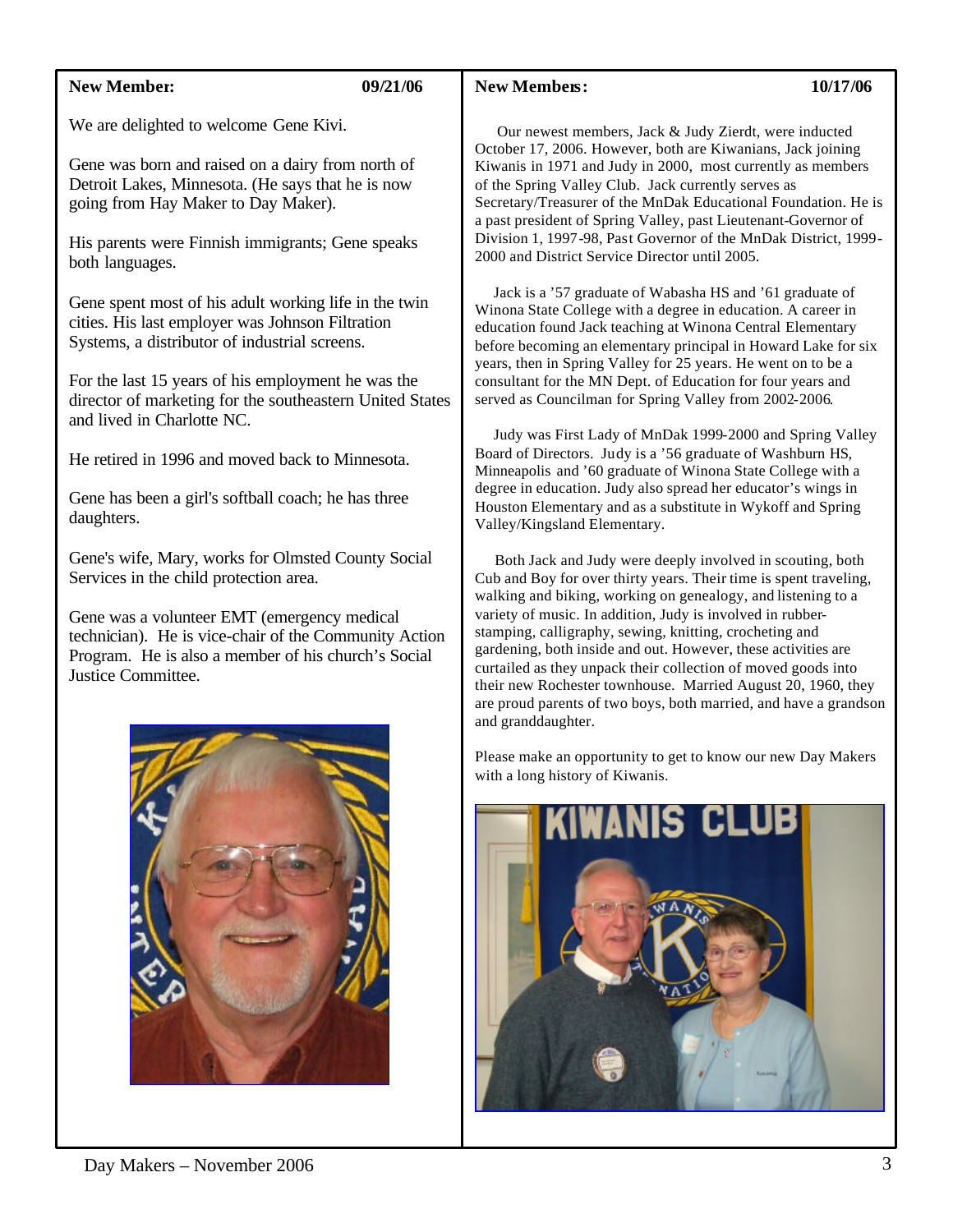## New Member: 09/21/06

We are delighted to welcome Gene Kivi.

Gene was born and raised on a dairy from north of Detroit Lakes, Minnesota. (He says that he is now going from Hay Maker to Day Maker).

His parents were Finnish immigrants; Gene speaks both languages.

Gene spent most of his adult working life in the twin cities. His last employer was Johnson Filtration Systems, a distributor of industrial screens.

For the last 15 years of his employment he was the director of marketing for the southeastern United States and lived in Charlotte NC.

He retired in 1996 and moved back to Minnesota.

Gene has been a girl's softball coach; he has three daughters.

Gene's wife, Mary, works for Olmsted County Social Services in the child protection area.

Gene was a volunteer EMT (emergency medical technician). He is vice-chair of the Community Action Program. He is also a member of his church's Social Justice Committee.

## New Members: 10/17/06

Our newest members, Jack & Judy Zierdt, were inducted October 17, 2006. However, both are Kiwanians, Jack joining Kiwanis in 1971 and Judy in 2000, most currently as members of the Spring Valley Club. Jack currently serves as Secretary/Treasurer of the MnDak Educational Foundation. He is a past president of Spring Valley, past Lieutenant-Governor of Division 1, 1997-98, Past Governor of the MnDak District, 1999-2000 and District Service Director until 2005.

Jack is a '57 graduate of Wabasha HS and '61 graduate of Winona State College with a degree in education. A career in education found Jack teaching at Winona Central Elementary before becoming an elementary principal in Howard Lake for six years, then in Spring Valley for 25 years. He went on to be a consultant for the MN Dept. of Education for four years and served as Councilman for Spring Valley from 2002-2006.

Judy was First Lady of MnDak 1999-2000 and Spring Valley Board of Directors. Judy is a '56 graduate of Washburn HS, Minneapolis and '60 graduate of Winona State College with a degree in education. Judy also spread her educator's wings in Houston Elementary and as a substitute in Wykoff and Spring Valley/Kingsland Elementary.

Both Jack and Judy were deeply involved in scouting, both Cub and Boy for over thirty years. Their time is spent traveling, walking and biking, working on genealogy, and listening to a variety of music. In addition, Judy is involved in rubber-stamping, calligraphy, sewing, knitting, crocheting and gardening, both inside and out. However, these activities are curtailed as they unpack their collection of moved goods into their new Rochester townhouse. Married August 20, 1960, they are proud parents of two boys, both married, and have a grandson and granddaughter.

Please make an opportunity to get to know our new Day Makers with a long history of Kiwanis.